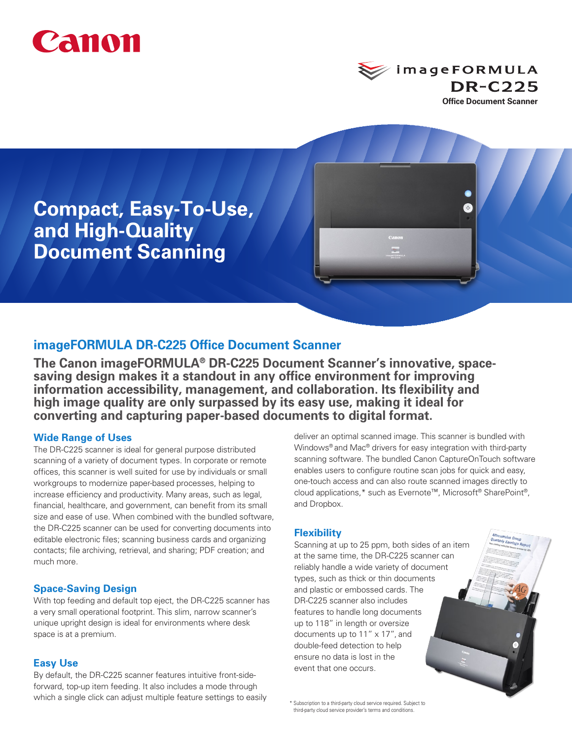Canon

imageFORMULA
DR-C225
Office Document Scanner

# Compact, Easy-To-Use, and High-Quality Document Scanning

## imageFORMULA DR-C225 Office Document Scanner

**The Canon imageFORMULA® DR-C225 Document Scanner's innovative, space-saving design makes it a standout in any office environment for improving information accessibility, management, and collaboration. Its flexibility and high image quality are only surpassed by its easy use, making it ideal for converting and capturing paper-based documents to digital format.**

### Wide Range of Uses

The DR-C225 scanner is ideal for general purpose distributed scanning of a variety of document types. In corporate or remote offices, this scanner is well suited for use by individuals or small workgroups to modernize paper-based processes, helping to increase efficiency and productivity. Many areas, such as legal, financial, healthcare, and government, can benefit from its small size and ease of use. When combined with the bundled software, the DR-C225 scanner can be used for converting documents into editable electronic files; scanning business cards and organizing contacts; file archiving, retrieval, and sharing; PDF creation; and much more.

### Space-Saving Design

With top feeding and default top eject, the DR-C225 scanner has a very small operational footprint. This slim, narrow scanner's unique upright design is ideal for environments where desk space is at a premium.

### Easy Use

By default, the DR-C225 scanner features intuitive front-side-forward, top-up item feeding. It also includes a mode through which a single click can adjust multiple feature settings to easily deliver an optimal scanned image. This scanner is bundled with Windows® and Mac® drivers for easy integration with third-party scanning software. The bundled Canon CaptureOnTouch software enables users to configure routine scan jobs for quick and easy, one-touch access and can also route scanned images directly to cloud applications,* such as Evernote™, Microsoft® SharePoint®, and Dropbox.

### Flexibility

Scanning at up to 25 ppm, both sides of an item at the same time, the DR-C225 scanner can reliably handle a wide variety of document types, such as thick or thin documents and plastic or embossed cards. The DR-C225 scanner also includes features to handle long documents up to 118" in length or oversize documents up to 11" x 17", and double-feed detection to help ensure no data is lost in the event that one occurs.

\* Subscription to a third-party cloud service required. Subject to third-party cloud service provider's terms and conditions.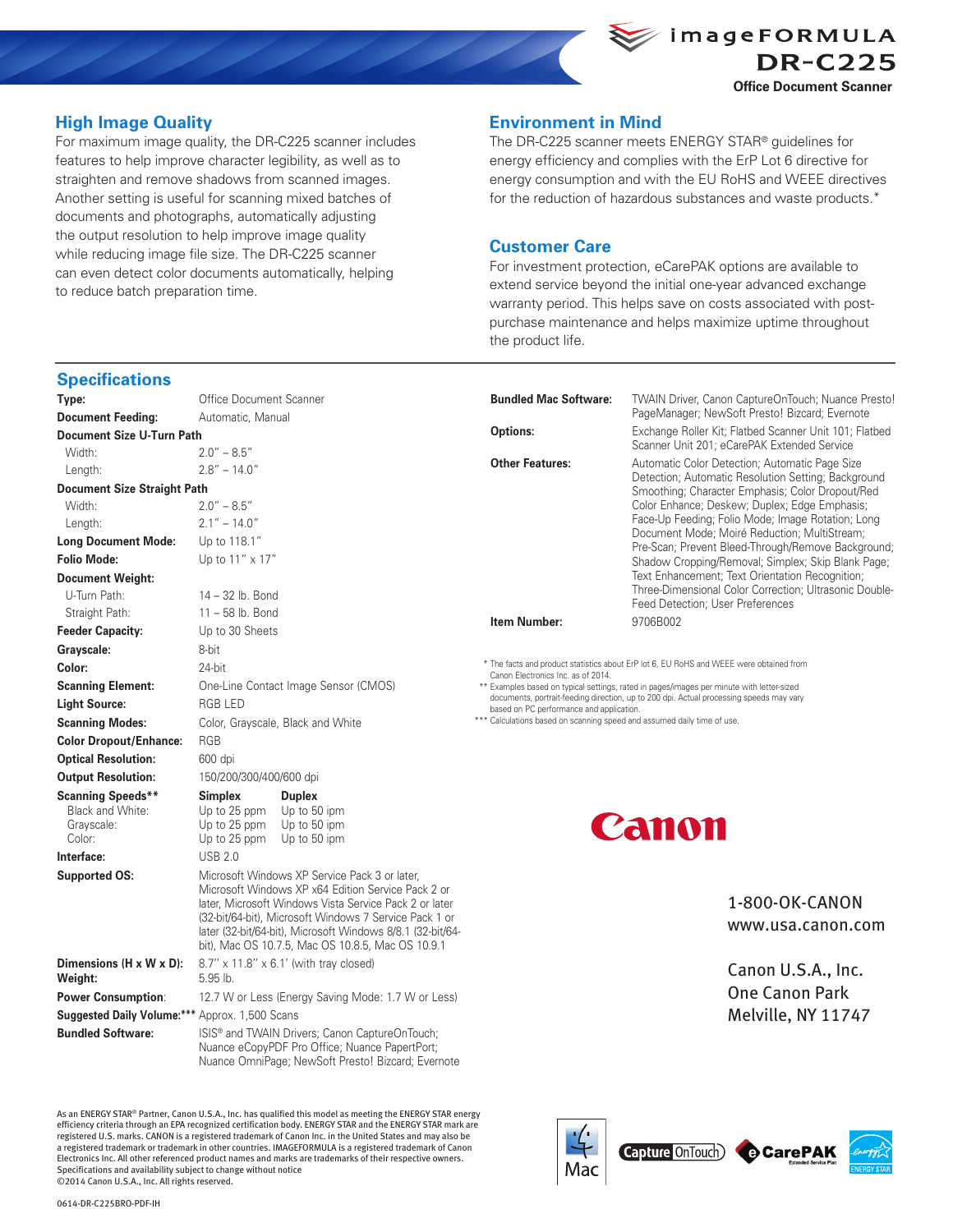# imageFORMULA DR-C225

**Office Document Scanner**

## High Image Quality

For maximum image quality, the DR-C225 scanner includes features to help improve character legibility, as well as to straighten and remove shadows from scanned images. Another setting is useful for scanning mixed batches of documents and photographs, automatically adjusting the output resolution to help improve image quality while reducing image file size. The DR-C225 scanner can even detect color documents automatically, helping to reduce batch preparation time.

## Environment in Mind

The DR-C225 scanner meets ENERGY STAR® guidelines for energy efficiency and complies with the ErP Lot 6 directive for energy consumption and with the EU RoHS and WEEE directives for the reduction of hazardous substances and waste products.*

## Customer Care

For investment protection, eCarePAK options are available to extend service beyond the initial one-year advanced exchange warranty period. This helps save on costs associated with post-purchase maintenance and helps maximize uptime throughout the product life.

## Specifications

| | | |
|---|---|---|
| **Type:** | Office Document Scanner | |
| **Document Feeding:** | Automatic, Manual | |
| **Document Size U-Turn Path** | | |
| Width: | 2.0" – 8.5" | |
| Length: | 2.8" – 14.0" | |
| **Document Size Straight Path** | | |
| Width: | 2.0" – 8.5" | |
| Length: | 2.1" – 14.0" | |
| **Long Document Mode:** | Up to 118.1" | |
| **Folio Mode:** | Up to 11" x 17" | |
| **Document Weight:** | | |
| U-Turn Path: | 14 – 32 lb. Bond | |
| Straight Path: | 11 – 58 lb. Bond | |
| **Feeder Capacity:** | Up to 30 Sheets | |
| **Grayscale:** | 8-bit | |
| **Color:** | 24-bit | |
| **Scanning Element:** | One-Line Contact Image Sensor (CMOS) | |
| **Light Source:** | RGB LED | |
| **Scanning Modes:** | Color, Grayscale, Black and White | |
| **Color Dropout/Enhance:** | RGB | |
| **Optical Resolution:** | 600 dpi | |
| **Output Resolution:** | 150/200/300/400/600 dpi | |
| **Scanning Speeds\*\*** | **Simplex** | **Duplex** |
| Black and White: | Up to 25 ppm | Up to 50 ipm |
| Grayscale: | Up to 25 ppm | Up to 50 ipm |
| Color: | Up to 25 ppm | Up to 50 ipm |
| **Interface:** | USB 2.0 | |
| **Supported OS:** | Microsoft Windows XP Service Pack 3 or later, Microsoft Windows XP x64 Edition Service Pack 2 or later, Microsoft Windows Vista Service Pack 2 or later (32-bit/64-bit), Microsoft Windows 7 Service Pack 1 or later (32-bit/64-bit), Microsoft Windows 8/8.1 (32-bit/64-bit), Mac OS 10.7.5, Mac OS 10.8.5, Mac OS 10.9.1 | |
| **Dimensions (H x W x D):** | 8.7" x 11.8" x 6.1' (with tray closed) | |
| **Weight:** | 5.95 lb. | |
| **Power Consumption:** | 12.7 W or Less (Energy Saving Mode: 1.7 W or Less) | |
| **Suggested Daily Volume:\*\*\*** | Approx. 1,500 Scans | |
| **Bundled Software:** | ISIS® and TWAIN Drivers; Canon CaptureOnTouch; Nuance eCopyPDF Pro Office; Nuance PapertPort; Nuance OmniPage; NewSoft Presto! Bizcard; Evernote | |
| **Bundled Mac Software:** | TWAIN Driver, Canon CaptureOnTouch; Nuance Presto! PageManager; NewSoft Presto! Bizcard; Evernote | |
| **Options:** | Exchange Roller Kit; Flatbed Scanner Unit 101; Flatbed Scanner Unit 201; eCarePAK Extended Service | |
| **Other Features:** | Automatic Color Detection; Automatic Page Size Detection; Automatic Resolution Setting; Background Smoothing; Character Emphasis; Color Dropout/Red Color Enhance; Deskew; Duplex; Edge Emphasis; Face-Up Feeding; Folio Mode; Image Rotation; Long Document Mode; Moiré Reduction; MultiStream; Pre-Scan; Prevent Bleed-Through/Remove Background; Shadow Cropping/Removal; Simplex; Skip Blank Page; Text Enhancement; Text Orientation Recognition; Three-Dimensional Color Correction; Ultrasonic Double-Feed Detection; User Preferences | |
| **Item Number:** | 9706B002 | |

\* The facts and product statistics about ErP lot 6, EU RoHS and WEEE were obtained from Canon Electronics Inc. as of 2014.

\*\* Examples based on typical settings, rated in pages/images per minute with letter-sized documents, portrait-feeding direction, up to 200 dpi. Actual processing speeds may vary based on PC performance and application.

\*\*\* Calculations based on scanning speed and assumed daily time of use.

Canon

1-800-OK-CANON
www.usa.canon.com

Canon U.S.A., Inc.
One Canon Park
Melville, NY 11747

As an ENERGY STAR® Partner, Canon U.S.A., Inc. has qualified this model as meeting the ENERGY STAR energy efficiency criteria through an EPA recognized certification body. ENERGY STAR and the ENERGY STAR mark are registered U.S. marks. CANON is a registered trademark of Canon Inc. in the United States and may also be a registered trademark or trademark in other countries. IMAGEFORMULA is a registered trademark of Canon Electronics Inc. All other referenced product names and marks are trademarks of their respective owners. Specifications and availability subject to change without notice
©2014 Canon U.S.A., Inc. All rights reserved.

0614-DR-C225BRO-PDF-IH